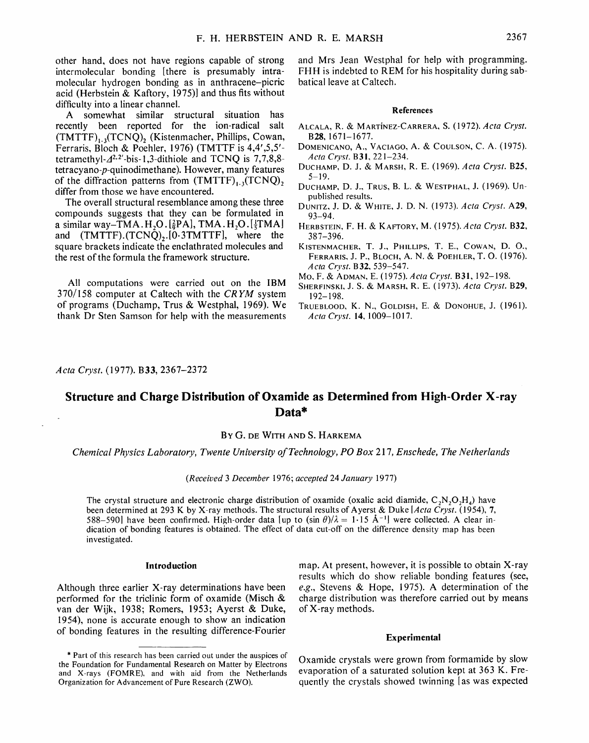other hand, does not have regions capable of strong intermolecular bonding [there is presumably intramolecular hydrogen bonding as in anthracene–picric acid (Herbstein & Kaftory, 1975)] and thus fits without difficulty into a linear channel.

A somewhat similar structural situation has recently been reported for the ion-radical salt $(TMTTF)_{1.3}(TCNQ)_2$ (Kistenmacher, Phillips, Cowan, Ferraris, Bloch & Poehler, 1976) (TMTTF is 4,4′,5,5′-tetramethyl-$\Delta^{2,2'}$-bis-1,3-dithiole and TCNQ is 7,7,8,8-tetracyano-*p*-quinodimethane). However, many features of the diffraction patterns from $(TMTTF)_{1.3}(TCNQ)_2$ differ from those we have encountered.

The overall structural resemblance among these three compounds suggests that they can be formulated in a similar way–TMA.$H_2O$.[$\frac{2}{9}$PA], TMA.$H_2O$.[$\frac{1}{3}$TMA] and (TMTTF).$(TCNQ)_2$.[0·3TMTTF], where the square brackets indicate the enclathrated molecules and the rest of the formula the framework structure.

All computations were carried out on the IBM 370/158 computer at Caltech with the *CRYM* system of programs (Duchamp, Trus & Westphal, 1969). We thank Dr Sten Samson for help with the measurements and Mrs Jean Westphal for help with programming. FHH is indebted to REM for his hospitality during sabbatical leave at Caltech.

#### References

- Alcala, R. & Martínez-Carrera, S. (1972). *Acta Cryst.* B28, 1671–1677.
- Domenicano, A., Vaciago, A. & Coulson, C. A. (1975). *Acta Cryst.* B31, 221–234.
- Duchamp, D. J. & Marsh, R. E. (1969). *Acta Cryst.* B25, 5–19.
- Duchamp, D. J., Trus, B. L. & Westphal, J. (1969). Unpublished results.
- Dunitz, J. D. & White, J. D. N. (1973). *Acta Cryst.* A29, 93–94.
- Herbstein, F. H. & Kaftory, M. (1975). *Acta Cryst.* B32, 387–396.
- Kistenmacher, T. J., Phillips, T. E., Cowan, D. O., Ferraris, J. P., Bloch, A. N. & Poehler, T. O. (1976). *Acta Cryst.* B32, 539–547.
- Mo, F. & Adman, E. (1975). *Acta Cryst.* B31, 192–198.
- Sherfinski, J. S. & Marsh, R. E. (1973). *Acta Cryst.* B29, 192–198.
- Trueblood, K. N., Goldish, E. & Donohue, J. (1961). *Acta Cryst.* 14, 1009–1017.

*Acta Cryst.* (1977). B33, 2367–2372

# Structure and Charge Distribution of Oxamide as Determined from High-Order X-ray Data*

By G. de With and S. Harkema

*Chemical Physics Laboratory, Twente University of Technology, PO Box 217, Enschede, The Netherlands*

*(Received 3 December 1976; accepted 24 January 1977)*

The crystal structure and electronic charge distribution of oxamide (oxalic acid diamide, $C_2N_2O_2H_4$) have been determined at 293 K by X-ray methods. The structural results of Ayerst & Duke [*Acta Cryst.* (1954), 7, 588–590] have been confirmed. High-order data [up to $(\sin\theta)/\lambda = 1{\cdot}15$ Å$^{-1}$] were collected. A clear indication of bonding features is obtained. The effect of data cut-off on the difference density map has been investigated.

## Introduction

Although three earlier X-ray determinations have been performed for the triclinic form of oxamide (Misch & van der Wijk, 1938; Romers, 1953; Ayerst & Duke, 1954), none is accurate enough to show an indication of bonding features in the resulting difference-Fourier map. At present, however, it is possible to obtain X-ray results which do show reliable bonding features (see, *e.g.*, Stevens & Hope, 1975). A determination of the charge distribution was therefore carried out by means of X-ray methods.

## Experimental

Oxamide crystals were grown from formamide by slow evaporation of a saturated solution kept at 363 K. Frequently the crystals showed twinning [as was expected

* Part of this research has been carried out under the auspices of the Foundation for Fundamental Research on Matter by Electrons and X-rays (FOMRE), and with aid from the Netherlands Organization for Advancement of Pure Research (ZWO).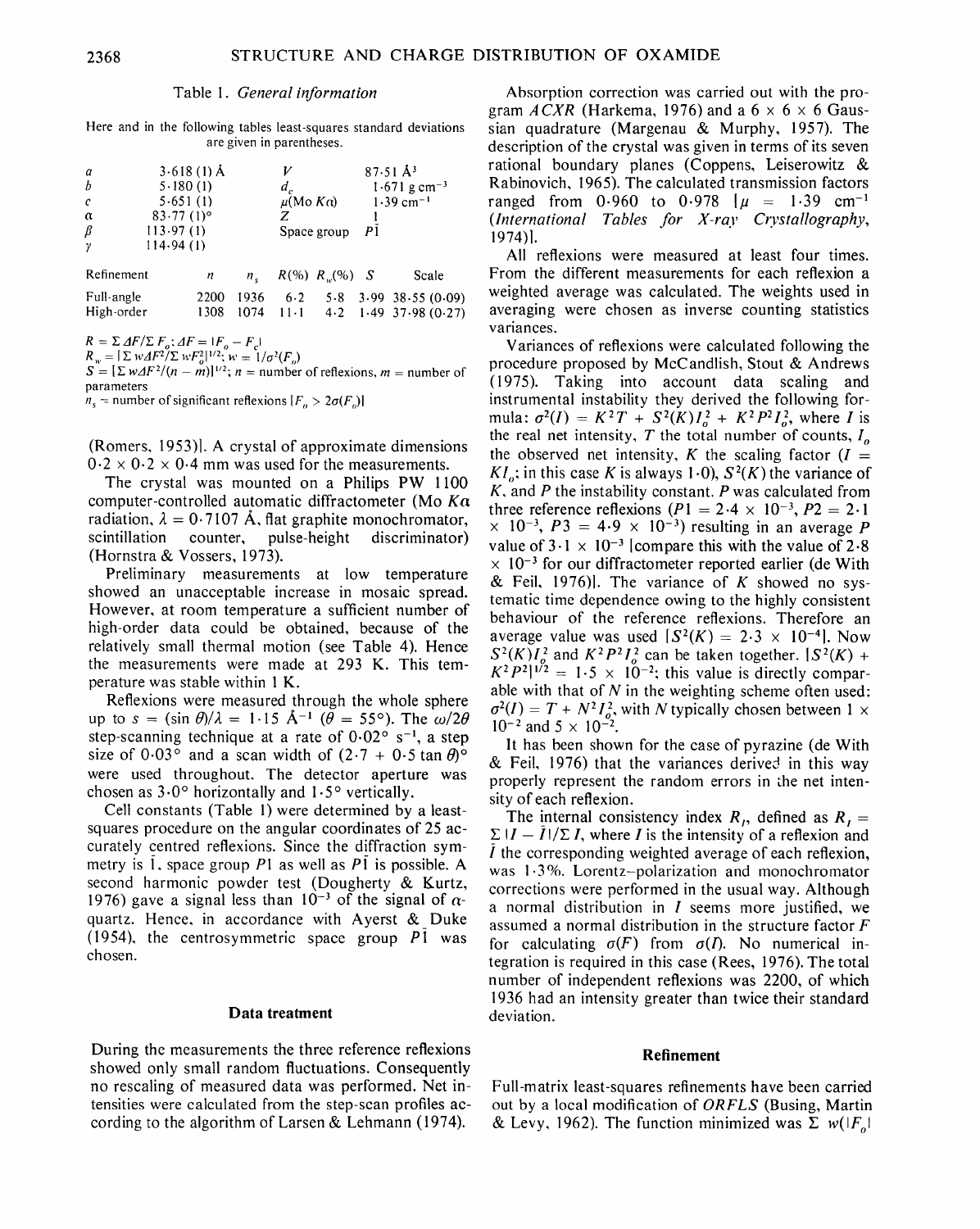Table 1. *General information*

Here and in the following tables least-squares standard deviations are given in parentheses.

| | | | |
|---|---|---|---|
| $a$ | 3·618 (1) Å | $V$ | 87·51 Å$^3$ |
| $b$ | 5·180 (1) | $d_c$ | 1·671 g cm$^{-3}$ |
| $c$ | 5·651 (1) | $\mu$(Mo $K\alpha$) | 1·39 cm$^{-1}$ |
| $\alpha$ | 83·77 (1)° | $Z$ | 1 |
| $\beta$ | 113·97 (1) | Space group | $P\bar{1}$ |
| $\gamma$ | 114·94 (1) | | |

| Refinement | $n$ | $n_s$ | $R$(%) | $R_w$(%) | $S$ | Scale |
|---|---|---|---|---|---|---|
| Full-angle | 2200 | 1936 | 6·2 | 5·8 | 3·99 | 38·55 (0·09) |
| High-order | 1308 | 1074 | 11·1 | 4·2 | 1·49 | 37·98 (0·27) |

$R = \Sigma \Delta F/\Sigma F_o$; $\Delta F = |F_o - F_c|$
$R_w = [\Sigma w\Delta F^2/\Sigma wF_o^2]^{1/2}$; $w = 1/\sigma^2(F_o)$
$S = [\Sigma w\Delta F^2/(n-m)]^{1/2}$; $n$ = number of reflexions, $m$ = number of parameters
$n_s$ = number of significant reflexions $[F_o > 2\sigma(F_o)]$

(Romers, 1953)]. A crystal of approximate dimensions $0\cdot2 \times 0\cdot2 \times 0\cdot4$ mm was used for the measurements.

The crystal was mounted on a Philips PW 1100 computer-controlled automatic diffractometer (Mo $K\alpha$ radiation, $\lambda = 0\cdot7107$ Å, flat graphite monochromator, scintillation counter, pulse-height discriminator) (Hornstra & Vossers, 1973).

Preliminary measurements at low temperature showed an unacceptable increase in mosaic spread. However, at room temperature a sufficient number of high-order data could be obtained, because of the relatively small thermal motion (see Table 4). Hence the measurements were made at 293 K. This temperature was stable within 1 K.

Reflexions were measured through the whole sphere up to $s = (\sin\theta)/\lambda = 1\cdot15$ Å$^{-1}$ ($\theta = 55°$). The $\omega/2\theta$ step-scanning technique at a rate of 0·02° s$^{-1}$, a step size of 0·03° and a scan width of $(2\cdot7 + 0\cdot5 \tan\theta)°$ were used throughout. The detector aperture was chosen as 3·0° horizontally and 1·5° vertically.

Cell constants (Table 1) were determined by a least-squares procedure on the angular coordinates of 25 accurately centred reflexions. Since the diffraction symmetry is $\bar{1}$, space group $P1$ as well as $P\bar{1}$ is possible. A second harmonic powder test (Dougherty & Kurtz, 1976) gave a signal less than $10^{-3}$ of the signal of $\alpha$-quartz. Hence, in accordance with Ayerst & Duke (1954), the centrosymmetric space group $P\bar{1}$ was chosen.

## Data treatment

During the measurements the three reference reflexions showed only small random fluctuations. Consequently no rescaling of measured data was performed. Net intensities were calculated from the step-scan profiles according to the algorithm of Larsen & Lehmann (1974).

Absorption correction was carried out with the program *ACXR* (Harkema, 1976) and a $6 \times 6 \times 6$ Gaussian quadrature (Margenau & Murphy, 1957). The description of the crystal was given in terms of its seven rational boundary planes (Coppens, Leiserowitz & Rabinovich, 1965). The calculated transmission factors ranged from 0·960 to 0·978 [$\mu$ = 1·39 cm$^{-1}$ (*International Tables for X-ray Crystallography*, 1974)].

All reflexions were measured at least four times. From the different measurements for each reflexion a weighted average was calculated. The weights used in averaging were chosen as inverse counting statistics variances.

Variances of reflexions were calculated following the procedure proposed by McCandlish, Stout & Andrews (1975). Taking into account data scaling and instrumental instability they derived the following formula: $\sigma^2(I) = K^2T + S^2(K)I_o^2 + K^2P^2I_o^2$, where $I$ is the real net intensity, $T$ the total number of counts, $I_o$ the observed net intensity, $K$ the scaling factor ($I = KI_o$; in this case $K$ is always 1·0), $S^2(K)$ the variance of $K$, and $P$ the instability constant. $P$ was calculated from three reference reflexions ($P1 = 2\cdot4 \times 10^{-3}$, $P2 = 2\cdot1 \times 10^{-3}$, $P3 = 4\cdot9 \times 10^{-3}$) resulting in an average $P$ value of $3\cdot1 \times 10^{-3}$ [compare this with the value of $2\cdot8 \times 10^{-3}$ for our diffractometer reported earlier (de With & Feil, 1976)]. The variance of $K$ showed no systematic time dependence owing to the highly consistent behaviour of the reference reflexions. Therefore an average value was used [$S^2(K) = 2\cdot3 \times 10^{-4}$]. Now $S^2(K)I_o^2$ and $K^2P^2I_o^2$ can be taken together. $[S^2(K) + K^2P^2]^{1/2} = 1\cdot5 \times 10^{-2}$; this value is directly comparable with that of $N$ in the weighting scheme often used: $\sigma^2(I) = T + N^2I_o^2$, with $N$ typically chosen between $1 \times 10^{-2}$ and $5 \times 10^{-2}$.

It has been shown for the case of pyrazine (de With & Feil, 1976) that the variances derived in this way properly represent the random errors in the net intensity of each reflexion.

The internal consistency index $R_I$, defined as $R_I = \Sigma|I - \bar{I}|/\Sigma I$, where $I$ is the intensity of a reflexion and $\bar{I}$ the corresponding weighted average of each reflexion, was 1·3%. Lorentz–polarization and monochromator corrections were performed in the usual way. Although a normal distribution in $I$ seems more justified, we assumed a normal distribution in the structure factor $F$ for calculating $\sigma(F)$ from $\sigma(I)$. No numerical integration is required in this case (Rees, 1976). The total number of independent reflexions was 2200, of which 1936 had an intensity greater than twice their standard deviation.

## Refinement

Full-matrix least-squares refinements have been carried out by a local modification of *ORFLS* (Busing, Martin & Levy, 1962). The function minimized was $\Sigma\, w(|F_o|$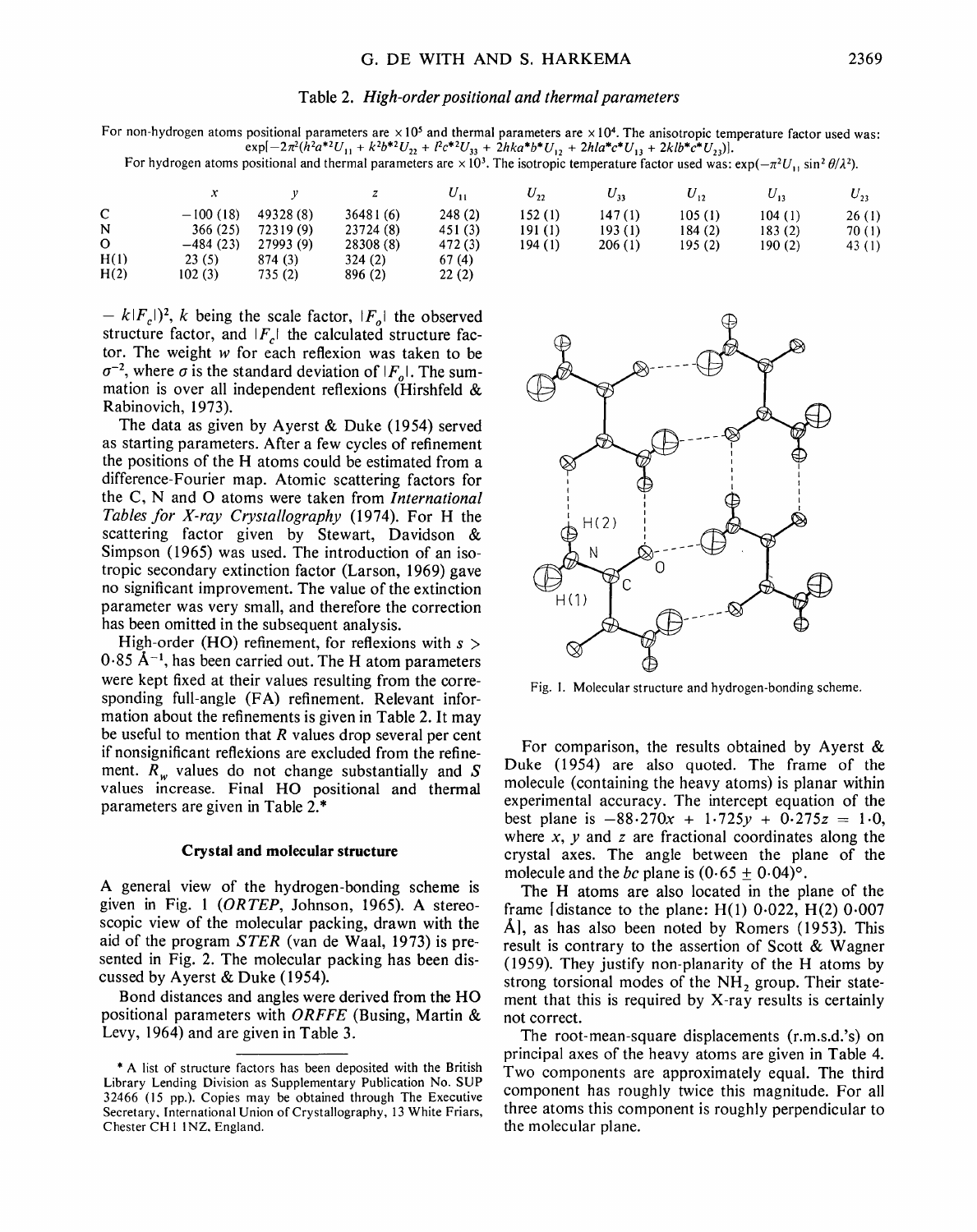Table 2. *High-order positional and thermal parameters*

For non-hydrogen atoms positional parameters are $\times 10^5$ and thermal parameters are $\times 10^4$. The anisotropic temperature factor used was: $\exp[-2\pi^2(h^2a^{*2}U_{11} + k^2b^{*2}U_{22} + l^2c^{*2}U_{33} + 2hka^*b^*U_{12} + 2hla^*c^*U_{13} + 2klb^*c^*U_{23})]$.

For hydrogen atoms positional and thermal parameters are $\times 10^3$. The isotropic temperature factor used was: $\exp(-\pi^2U_{11}\sin^2\theta/\lambda^2)$.

| | $x$ | $y$ | $z$ | $U_{11}$ | $U_{22}$ | $U_{33}$ | $U_{12}$ | $U_{13}$ | $U_{23}$ |
|---|---|---|---|---|---|---|---|---|---|
| C | −100 (18) | 49328 (8) | 36481 (6) | 248 (2) | 152 (1) | 147 (1) | 105 (1) | 104 (1) | 26 (1) |
| N | 366 (25) | 72319 (9) | 23724 (8) | 451 (3) | 191 (1) | 193 (1) | 184 (2) | 183 (2) | 70 (1) |
| O | −484 (23) | 27993 (9) | 28308 (8) | 472 (3) | 194 (1) | 206 (1) | 195 (2) | 190 (2) | 43 (1) |
| H(1) | 23 (5) | 874 (3) | 324 (2) | 67 (4) | | | | | |
| H(2) | 102 (3) | 735 (2) | 896 (2) | 22 (2) | | | | | |

$- k|F_c|)^2$, $k$ being the scale factor, $|F_o|$ the observed structure factor, and $|F_c|$ the calculated structure factor. The weight $w$ for each reflexion was taken to be $\sigma^{-2}$, where $\sigma$ is the standard deviation of $|F_o|$. The summation is over all independent reflexions (Hirshfeld & Rabinovich, 1973).

The data as given by Ayerst & Duke (1954) served as starting parameters. After a few cycles of refinement the positions of the H atoms could be estimated from a difference-Fourier map. Atomic scattering factors for the C, N and O atoms were taken from *International Tables for X-ray Crystallography* (1974). For H the scattering factor given by Stewart, Davidson & Simpson (1965) was used. The introduction of an isotropic secondary extinction factor (Larson, 1969) gave no significant improvement. The value of the extinction parameter was very small, and therefore the correction has been omitted in the subsequent analysis.

High-order (HO) refinement, for reflexions with $s > 0.85$ Å$^{-1}$, has been carried out. The H atom parameters were kept fixed at their values resulting from the corresponding full-angle (FA) refinement. Relevant information about the refinements is given in Table 2. It may be useful to mention that $R$ values drop several per cent if nonsignificant reflexions are excluded from the refinement. $R_w$ values do not change substantially and $S$ values increase. Final HO positional and thermal parameters are given in Table 2.*

## Crystal and molecular structure

A general view of the hydrogen-bonding scheme is given in Fig. 1 (*ORTEP*, Johnson, 1965). A stereoscopic view of the molecular packing, drawn with the aid of the program *STER* (van de Waal, 1973) is presented in Fig. 2. The molecular packing has been discussed by Ayerst & Duke (1954).

Bond distances and angles were derived from the HO positional parameters with *ORFFE* (Busing, Martin & Levy, 1964) and are given in Table 3.

\* A list of structure factors has been deposited with the British Library Lending Division as Supplementary Publication No. SUP 32466 (15 pp.). Copies may be obtained through The Executive Secretary, International Union of Crystallography, 13 White Friars, Chester CH1 1NZ, England.

Fig. 1. Molecular structure and hydrogen-bonding scheme.

For comparison, the results obtained by Ayerst & Duke (1954) are also quoted. The frame of the molecule (containing the heavy atoms) is planar within experimental accuracy. The intercept equation of the best plane is $-88.270x + 1.725y + 0.275z = 1.0$, where $x$, $y$ and $z$ are fractional coordinates along the crystal axes. The angle between the plane of the molecule and the $bc$ plane is $(0.65 \pm 0.04)°$.

The H atoms are also located in the plane of the frame [distance to the plane: H(1) 0.022, H(2) 0.007 Å], as has also been noted by Romers (1953). This result is contrary to the assertion of Scott & Wagner (1959). They justify non-planarity of the H atoms by strong torsional modes of the $NH_2$ group. Their statement that this is required by X-ray results is certainly not correct.

The root-mean-square displacements (r.m.s.d.'s) on principal axes of the heavy atoms are given in Table 4. Two components are approximately equal. The third component has roughly twice this magnitude. For all three atoms this component is roughly perpendicular to the molecular plane.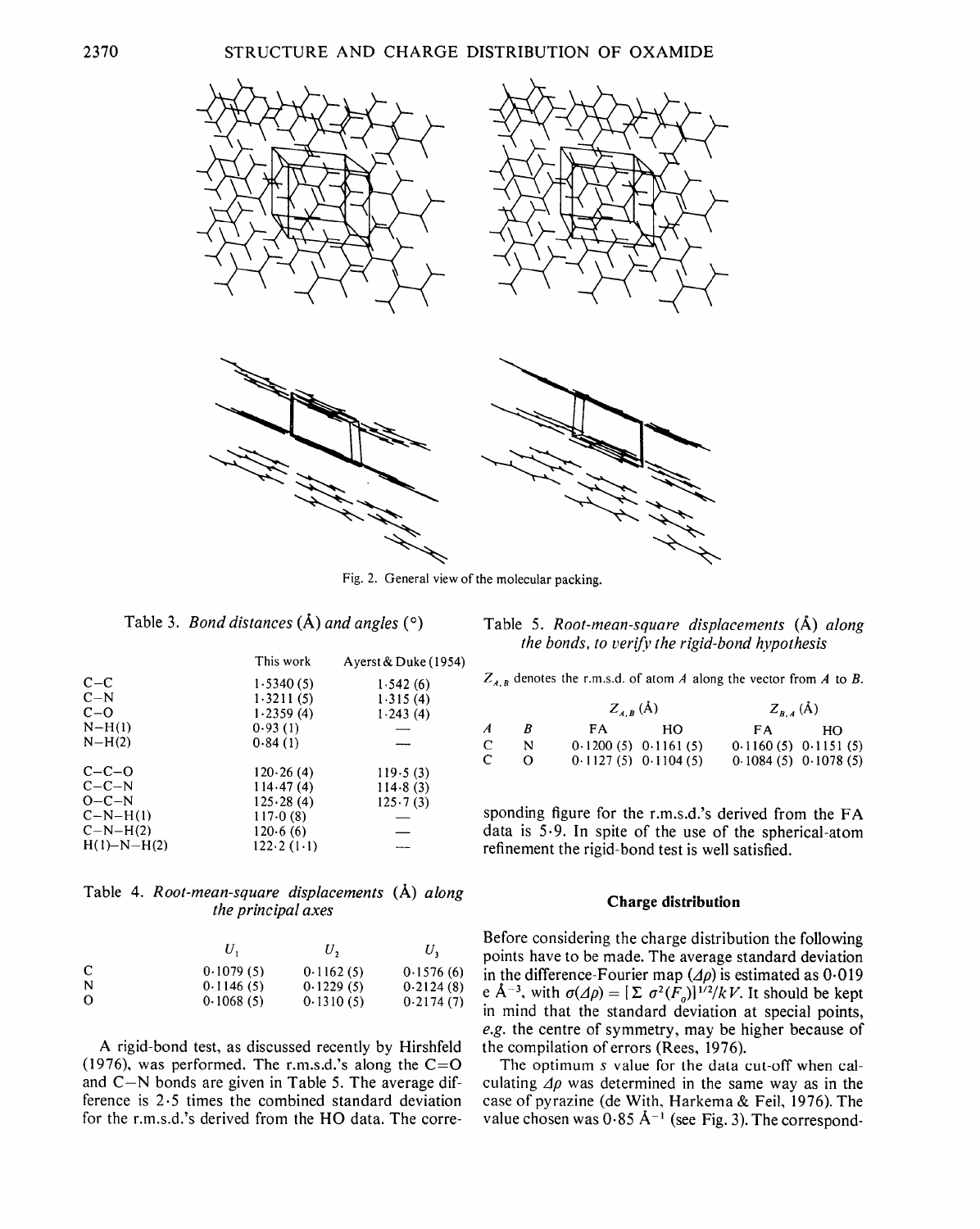Fig. 2. General view of the molecular packing.

Table 3. *Bond distances* (Å) *and angles* (°)

| | This work | Ayerst & Duke (1954) |
|---|---|---|
| C–C | 1·5340 (5) | 1·542 (6) |
| C–N | 1·3211 (5) | 1·315 (4) |
| C–O | 1·2359 (4) | 1·243 (4) |
| N–H(1) | 0·93 (1) | — |
| N–H(2) | 0·84 (1) | — |
| C–C–O | 120·26 (4) | 119·5 (3) |
| C–C–N | 114·47 (4) | 114·8 (3) |
| O–C–N | 125·28 (4) | 125·7 (3) |
| C–N–H(1) | 117·0 (8) | — |
| C–N–H(2) | 120·6 (6) | — |
| H(1)–N–H(2) | 122·2 (1·1) | — |

Table 4. *Root-mean-square displacements* (Å) *along the principal axes*

| | $U_1$ | $U_2$ | $U_3$ |
|---|---|---|---|
| C | 0·1079 (5) | 0·1162 (5) | 0·1576 (6) |
| N | 0·1146 (5) | 0·1229 (5) | 0·2124 (8) |
| O | 0·1068 (5) | 0·1310 (5) | 0·2174 (7) |

A rigid-bond test, as discussed recently by Hirshfeld (1976), was performed. The r.m.s.d.'s along the C=O and C–N bonds are given in Table 5. The average difference is 2·5 times the combined standard deviation for the r.m.s.d.'s derived from the HO data. The corresponding figure for the r.m.s.d.'s derived from the FA data is 5·9. In spite of the use of the spherical-atom refinement the rigid-bond test is well satisfied.

Table 5. *Root-mean-square displacements* (Å) *along the bonds, to verify the rigid-bond hypothesis*

$Z_{A,B}$ denotes the r.m.s.d. of atom *A* along the vector from *A* to *B*.

| | | $Z_{A,B}$ (Å) | | $Z_{B,A}$ (Å) | |
|---|---|---|---|---|---|
| *A* | *B* | FA | HO | FA | HO |
| C | N | 0·1200 (5) | 0·1161 (5) | 0·1160 (5) | 0·1151 (5) |
| C | O | 0·1127 (5) | 0·1104 (5) | 0·1084 (5) | 0·1078 (5) |

### Charge distribution

Before considering the charge distribution the following points have to be made. The average standard deviation in the difference-Fourier map ($\Delta\rho$) is estimated as 0·019 e Å$^{-3}$, with $\sigma(\Delta\rho) = [\Sigma\,\sigma^2(F_o)]^{1/2}/kV$. It should be kept in mind that the standard deviation at special points, *e.g.* the centre of symmetry, may be higher because of the compilation of errors (Rees, 1976).

The optimum *s* value for the data cut-off when calculating $\Delta\rho$ was determined in the same way as in the case of pyrazine (de With, Harkema & Feil, 1976). The value chosen was 0·85 Å$^{-1}$ (see Fig. 3). The correspond-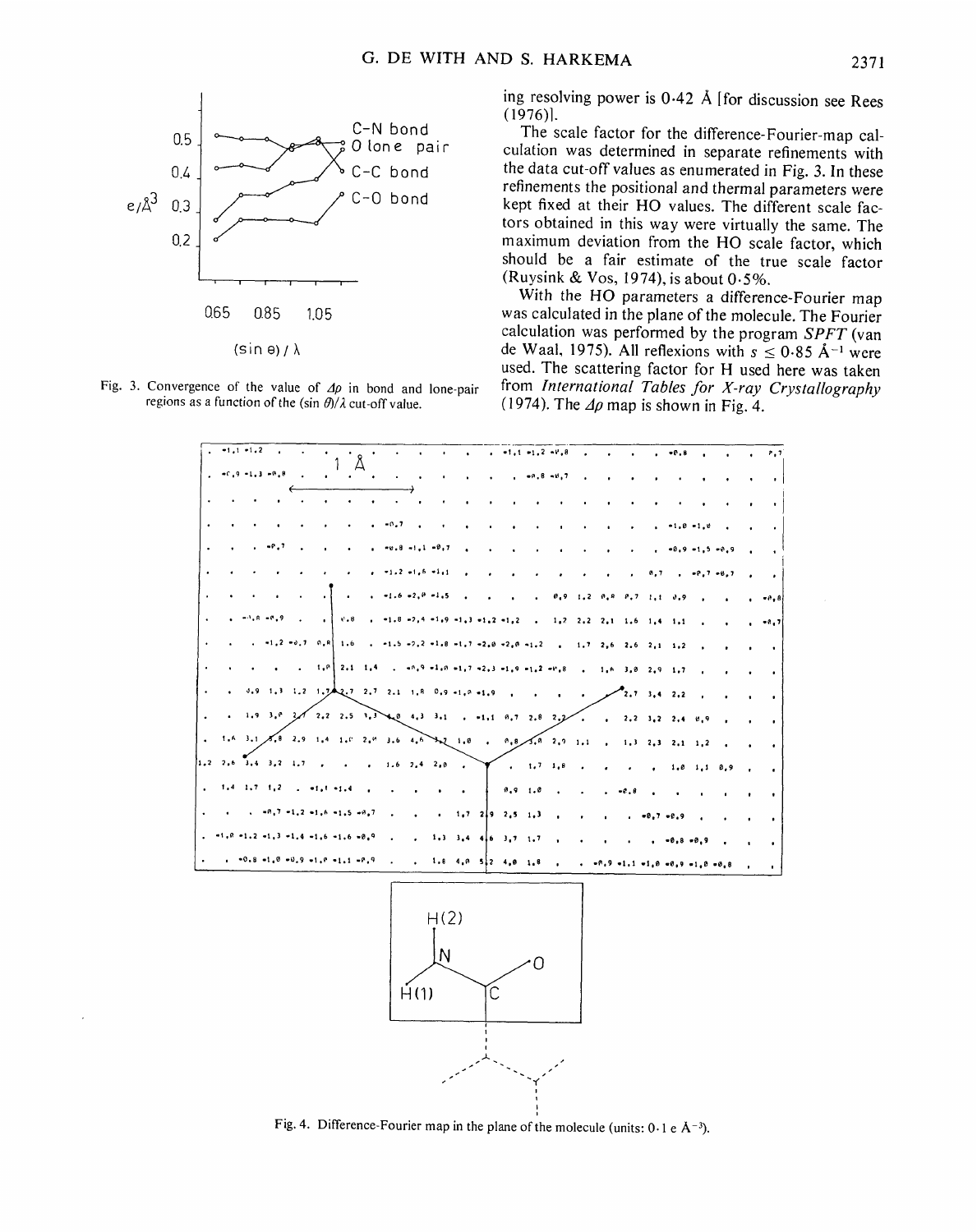ing resolving power is 0·42 Å [for discussion see Rees (1976)].

The scale factor for the difference-Fourier-map calculation was determined in separate refinements with the data cut-off values as enumerated in Fig. 3. In these refinements the positional and thermal parameters were kept fixed at their HO values. The different scale factors obtained in this way were virtually the same. The maximum deviation from the HO scale factor, which should be a fair estimate of the true scale factor (Ruysink & Vos, 1974), is about 0·5%.

With the HO parameters a difference-Fourier map was calculated in the plane of the molecule. The Fourier calculation was performed by the program *SPFT* (van de Waal, 1975). All reflexions with $s \leq 0{\cdot}85$ Å$^{-1}$ were used. The scattering factor for H used here was taken from *International Tables for X-ray Crystallography* (1974). The $\Delta\rho$ map is shown in Fig. 4.

Fig. 3. Convergence of the value of $\Delta\rho$ in bond and lone-pair regions as a function of the $(\sin\theta)/\lambda$ cut-off value.

Fig. 4. Difference-Fourier map in the plane of the molecule (units: 0·1 e Å$^{-3}$).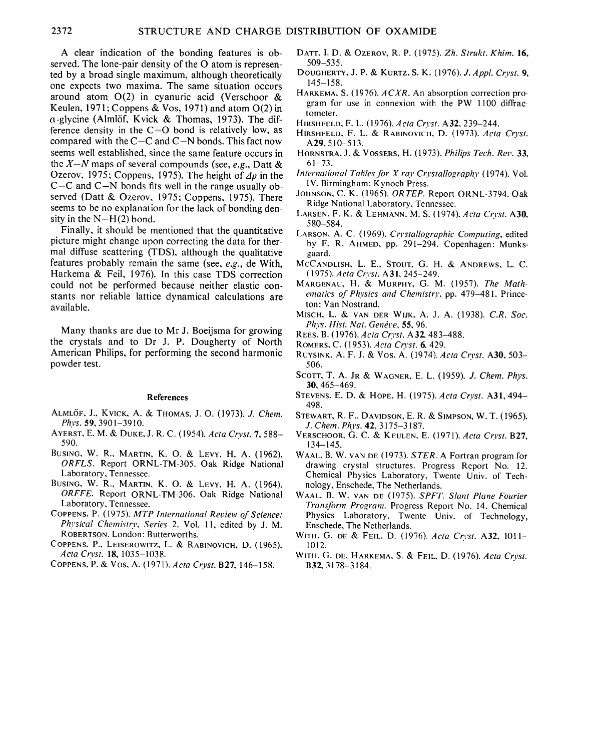A clear indication of the bonding features is observed. The lone-pair density of the O atom is represented by a broad single maximum, although theoretically one expects two maxima. The same situation occurs around atom O(2) in cyanuric acid (Verschoor & Keulen, 1971; Coppens & Vos, 1971) and atom O(2) in $\alpha$-glycine (Almlöf, Kvick & Thomas, 1973). The difference density in the C=O bond is relatively low, as compared with the C–C and C–N bonds. This fact now seems well established, since the same feature occurs in the $X$–$N$ maps of several compounds (see, *e.g.*, Datt & Ozerov, 1975; Coppens, 1975). The height of $\Delta\rho$ in the C–C and C–N bonds fits well in the range usually observed (Datt & Ozerov, 1975; Coppens, 1975). There seems to be no explanation for the lack of bonding density in the N–H(2) bond.

Finally, it should be mentioned that the quantitative picture might change upon correcting the data for thermal diffuse scattering (TDS), although the qualitative features probably remain the same (see, *e.g.*, de With, Harkema & Feil, 1976). In this case TDS correction could not be performed because neither elastic constants nor reliable lattice dynamical calculations are available.

Many thanks are due to Mr J. Boeijsma for growing the crystals and to Dr J. P. Dougherty of North American Philips, for performing the second harmonic powder test.

## References

ALMLÖF, J., KVICK, A. & THOMAS, J. O. (1973). *J. Chem. Phys.* **59**, 3901–3910.

AYERST, E. M. & DUKE, J. R. C. (1954). *Acta Cryst.* **7**, 588–590.

BUSING, W. R., MARTIN, K. O. & LEVY, H. A. (1962). *ORFLS*. Report ORNL-TM-305. Oak Ridge National Laboratory, Tennessee.

BUSING, W. R., MARTIN, K. O. & LEVY, H. A. (1964). *ORFFE*. Report ORNL-TM-306. Oak Ridge National Laboratory, Tennessee.

COPPENS, P. (1975). *MTP International Review of Science: Physical Chemistry, Series* 2. Vol. 11, edited by J. M. ROBERTSON. London: Butterworths.

COPPENS, P., LEISEROWITZ, L. & RABINOVICH, D. (1965). *Acta Cryst.* **18**, 1035–1038.

COPPENS, P. & VOS, A. (1971). *Acta Cryst.* B**27**, 146–158.

DATT, I. D. & OZEROV, R. P. (1975). *Zh. Strukt. Khim.* **16**, 509–535.

DOUGHERTY, J. P. & KURTZ, S. K. (1976). *J. Appl. Cryst.* **9**, 145–158.

HARKEMA, S. (1976). *ACXR*. An absorption correction program for use in connexion with the PW 1100 diffractometer.

HIRSHFELD, F. L. (1976). *Acta Cryst.* A**32**, 239–244.

HIRSHFELD, F. L. & RABINOVICH, D. (1973). *Acta Cryst.* A**29**, 510–513.

HORNSTRA, J. & VOSSERS, H. (1973). *Philips Tech. Rev.* **33**, 61–73.

*International Tables for X-ray Crystallography* (1974). Vol. IV. Birmingham: Kynoch Press.

JOHNSON, C. K. (1965). *ORTEP*. Report ORNL-3794. Oak Ridge National Laboratory, Tennessee.

LARSEN, F. K. & LEHMANN, M. S. (1974). *Acta Cryst.* A**30**, 580–584.

LARSON, A. C. (1969). *Crystallographic Computing*, edited by F. R. AHMED, pp. 291–294. Copenhagen: Munksgaard.

MCCANDLISH, L. E., STOUT, G. H. & ANDREWS, L. C. (1975). *Acta Cryst.* A**31**, 245–249.

MARGENAU, H. & MURPHY, G. M. (1957). *The Mathematics of Physics and Chemistry*, pp. 479–481. Princeton: Van Nostrand.

MISCH, L. & VAN DER WIJK, A. J. A. (1938). *C.R. Soc. Phys. Hist. Nat. Genève*, **55**, 96.

REES, B. (1976). *Acta Cryst.* A**32**, 483–488.

ROMERS, C. (1953). *Acta Cryst.* **6**, 429.

RUYSINK, A. F. J. & VOS, A. (1974). *Acta Cryst.* A**30**, 503–506.

SCOTT, T. A. JR & WAGNER, E. L. (1959). *J. Chem. Phys.* **30**, 465–469.

STEVENS, E. D. & HOPE, H. (1975). *Acta Cryst.* A**31**, 494–498.

STEWART, R. F., DAVIDSON, E. R. & SIMPSON, W. T. (1965). *J. Chem. Phys.* **42**, 3175–3187.

VERSCHOOR, G. C. & KEULEN, E. (1971). *Acta Cryst.* B**27**, 134–145.

WAAL, B. W. VAN DE (1973). *STER*. A Fortran program for drawing crystal structures. Progress Report No. 12. Chemical Physics Laboratory, Twente Univ. of Technology, Enschede, The Netherlands.

WAAL, B. W. VAN DE (1975). *SPFT. Slant Plane Fourier Transform Program*. Progress Report No. 14. Chemical Physics Laboratory, Twente Univ. of Technology, Enschede, The Netherlands.

WITH, G. DE & FEIL, D. (1976). *Acta Cryst.* A**32**, 1011–1012.

WITH, G. DE, HARKEMA, S. & FEIL, D. (1976). *Acta Cryst.* B**32**, 3178–3184.